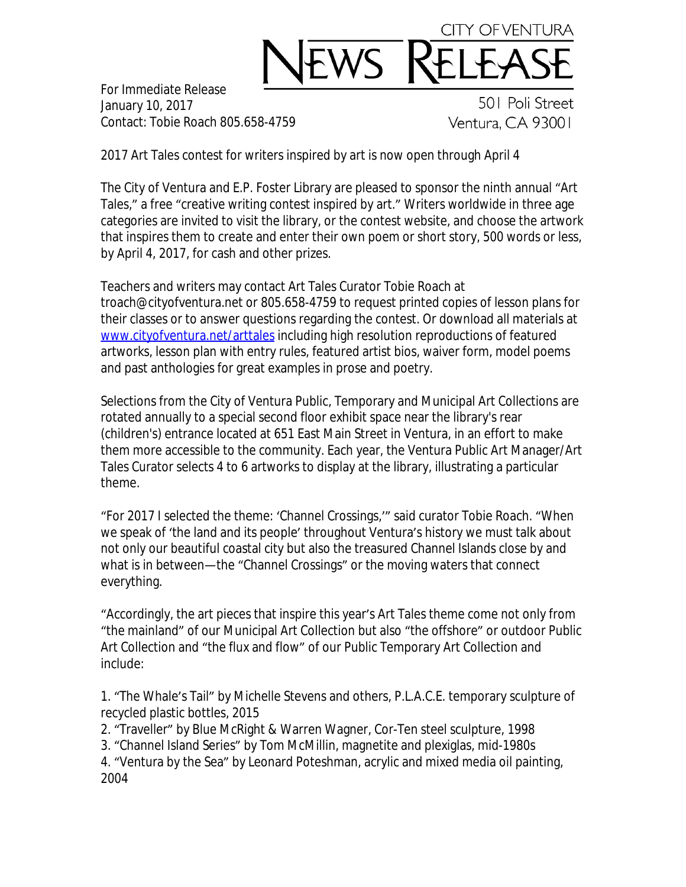# CITY OF VENTURA NEWS RELEASE

501 Poli Street
Ventura, CA 93001

For Immediate Release
January 10, 2017
Contact: Tobie Roach 805.658-4759

2017 Art Tales contest for writers inspired by art is now open through April 4

The City of Ventura and E.P. Foster Library are pleased to sponsor the ninth annual "Art Tales," a free "creative writing contest inspired by art." Writers worldwide in three age categories are invited to visit the library, or the contest website, and choose the artwork that inspires them to create and enter their own poem or short story, 500 words or less, by April 4, 2017, for cash and other prizes.

Teachers and writers may contact Art Tales Curator Tobie Roach at troach@cityofventura.net or 805.658-4759 to request printed copies of lesson plans for their classes or to answer questions regarding the contest. Or download all materials at [www.cityofventura.net/arttales](www.cityofventura.net/arttales) including high resolution reproductions of featured artworks, lesson plan with entry rules, featured artist bios, waiver form, model poems and past anthologies for great examples in prose and poetry.

Selections from the City of Ventura Public, Temporary and Municipal Art Collections are rotated annually to a special second floor exhibit space near the library's rear (children's) entrance located at 651 East Main Street in Ventura, in an effort to make them more accessible to the community. Each year, the Ventura Public Art Manager/Art Tales Curator selects 4 to 6 artworks to display at the library, illustrating a particular theme.

"For 2017 I selected the theme: 'Channel Crossings,'" said curator Tobie Roach. "When we speak of 'the land and its people' throughout Ventura's history we must talk about not only our beautiful coastal city but also the treasured Channel Islands close by and what is in between—the "Channel Crossings" or the moving waters that connect everything.

"Accordingly, the art pieces that inspire this year's Art Tales theme come not only from "the mainland" of our Municipal Art Collection but also "the offshore" or outdoor Public Art Collection and "the flux and flow" of our Public Temporary Art Collection and include:

1. "The Whale's Tail" by Michelle Stevens and others, P.L.A.C.E. temporary sculpture of recycled plastic bottles, 2015
2. "Traveller" by Blue McRight & Warren Wagner, Cor-Ten steel sculpture, 1998
3. "Channel Island Series" by Tom McMillin, magnetite and plexiglas, mid-1980s
4. "Ventura by the Sea" by Leonard Poteshman, acrylic and mixed media oil painting, 2004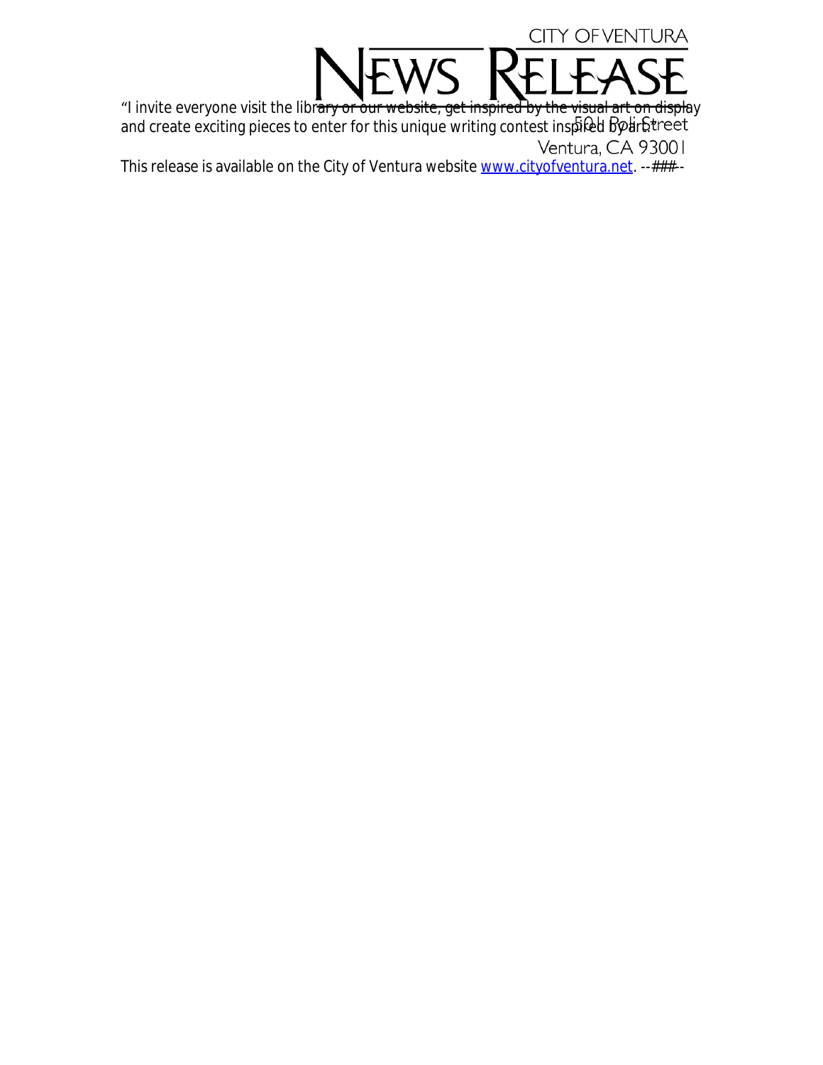"I invite everyone visit the library or our website, get inspired by the visual art on display and create exciting pieces to enter for this unique writing contest inspired by art."

This release is available on the City of Ventura website www.cityofventura.net. --###--